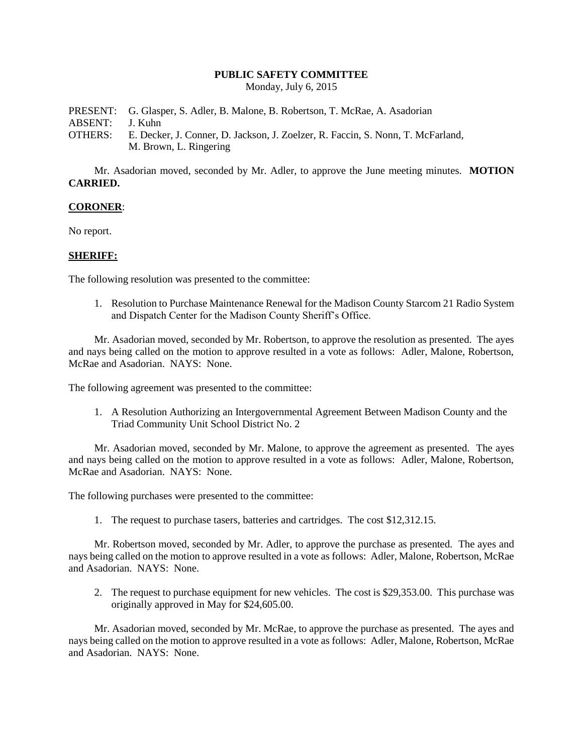# PUBLIC SAFETY COMMITTEE

Monday, July 6, 2015

PRESENT: G. Glasper, S. Adler, B. Malone, B. Robertson, T. McRae, A. Asadorian
ABSENT: J. Kuhn
OTHERS: E. Decker, J. Conner, D. Jackson, J. Zoelzer, R. Faccin, S. Nonn, T. McFarland, M. Brown, L. Ringering

Mr. Asadorian moved, seconded by Mr. Adler, to approve the June meeting minutes. **MOTION CARRIED.**

## CORONER:

No report.

## SHERIFF:

The following resolution was presented to the committee:

1. Resolution to Purchase Maintenance Renewal for the Madison County Starcom 21 Radio System and Dispatch Center for the Madison County Sheriff's Office.

Mr. Asadorian moved, seconded by Mr. Robertson, to approve the resolution as presented. The ayes and nays being called on the motion to approve resulted in a vote as follows: Adler, Malone, Robertson, McRae and Asadorian. NAYS: None.

The following agreement was presented to the committee:

1. A Resolution Authorizing an Intergovernmental Agreement Between Madison County and the Triad Community Unit School District No. 2

Mr. Asadorian moved, seconded by Mr. Malone, to approve the agreement as presented. The ayes and nays being called on the motion to approve resulted in a vote as follows: Adler, Malone, Robertson, McRae and Asadorian. NAYS: None.

The following purchases were presented to the committee:

1. The request to purchase tasers, batteries and cartridges. The cost $12,312.15.

Mr. Robertson moved, seconded by Mr. Adler, to approve the purchase as presented. The ayes and nays being called on the motion to approve resulted in a vote as follows: Adler, Malone, Robertson, McRae and Asadorian. NAYS: None.

2. The request to purchase equipment for new vehicles. The cost is $29,353.00. This purchase was originally approved in May for $24,605.00.

Mr. Asadorian moved, seconded by Mr. McRae, to approve the purchase as presented. The ayes and nays being called on the motion to approve resulted in a vote as follows: Adler, Malone, Robertson, McRae and Asadorian. NAYS: None.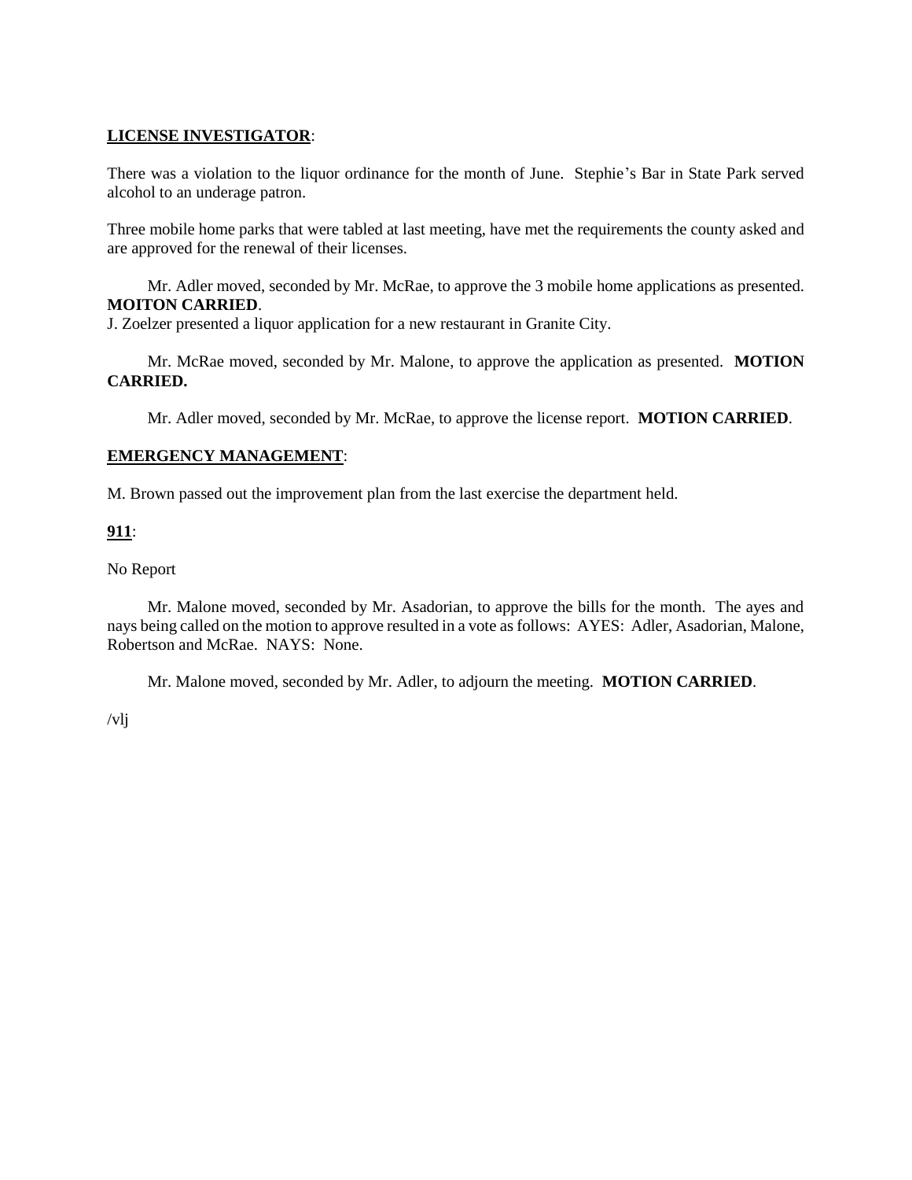**LICENSE INVESTIGATOR**:

There was a violation to the liquor ordinance for the month of June. Stephie's Bar in State Park served alcohol to an underage patron.

Three mobile home parks that were tabled at last meeting, have met the requirements the county asked and are approved for the renewal of their licenses.

Mr. Adler moved, seconded by Mr. McRae, to approve the 3 mobile home applications as presented. **MOITON CARRIED**.

J. Zoelzer presented a liquor application for a new restaurant in Granite City.

Mr. McRae moved, seconded by Mr. Malone, to approve the application as presented. **MOTION CARRIED.**

Mr. Adler moved, seconded by Mr. McRae, to approve the license report. **MOTION CARRIED**.

**EMERGENCY MANAGEMENT**:

M. Brown passed out the improvement plan from the last exercise the department held.

**911**:

No Report

Mr. Malone moved, seconded by Mr. Asadorian, to approve the bills for the month. The ayes and nays being called on the motion to approve resulted in a vote as follows: AYES: Adler, Asadorian, Malone, Robertson and McRae. NAYS: None.

Mr. Malone moved, seconded by Mr. Adler, to adjourn the meeting. **MOTION CARRIED**.

/vlj